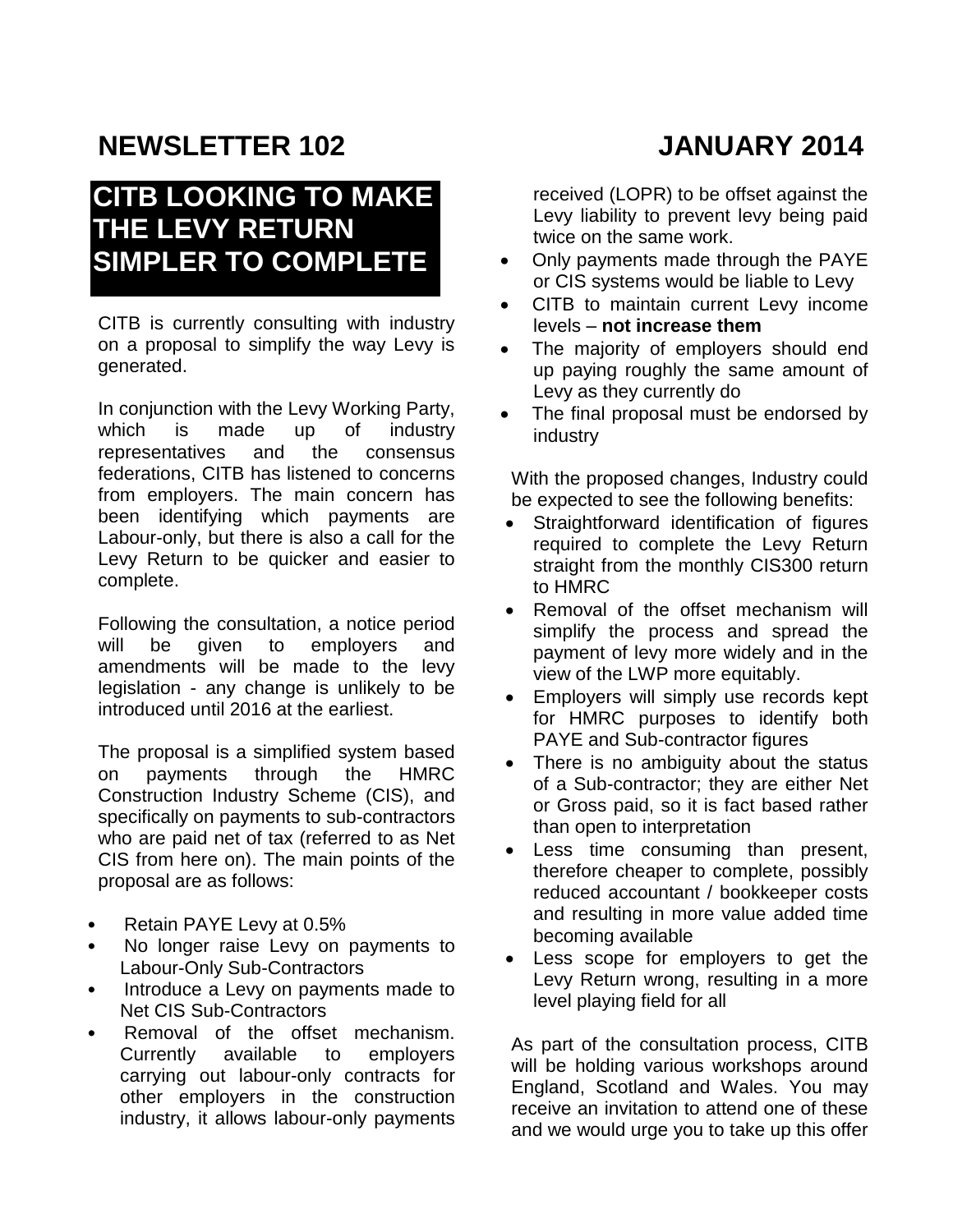**NEWSLETTER 102** **JANUARY 2014**

# CITB LOOKING TO MAKE THE LEVY RETURN SIMPLER TO COMPLETE

CITB is currently consulting with industry on a proposal to simplify the way Levy is generated.

In conjunction with the Levy Working Party, which is made up of industry representatives and the consensus federations, CITB has listened to concerns from employers. The main concern has been identifying which payments are Labour-only, but there is also a call for the Levy Return to be quicker and easier to complete.

Following the consultation, a notice period will be given to employers and amendments will be made to the levy legislation - any change is unlikely to be introduced until 2016 at the earliest.

The proposal is a simplified system based on payments through the HMRC Construction Industry Scheme (CIS), and specifically on payments to sub-contractors who are paid net of tax (referred to as Net CIS from here on). The main points of the proposal are as follows:

- Retain PAYE Levy at 0.5%
- No longer raise Levy on payments to Labour-Only Sub-Contractors
- Introduce a Levy on payments made to Net CIS Sub-Contractors
- Removal of the offset mechanism. Currently available to employers carrying out labour-only contracts for other employers in the construction industry, it allows labour-only payments received (LOPR) to be offset against the Levy liability to prevent levy being paid twice on the same work.
- Only payments made through the PAYE or CIS systems would be liable to Levy
- CITB to maintain current Levy income levels – **not increase them**
- The majority of employers should end up paying roughly the same amount of Levy as they currently do
- The final proposal must be endorsed by industry

With the proposed changes, Industry could be expected to see the following benefits:

- Straightforward identification of figures required to complete the Levy Return straight from the monthly CIS300 return to HMRC
- Removal of the offset mechanism will simplify the process and spread the payment of levy more widely and in the view of the LWP more equitably.
- Employers will simply use records kept for HMRC purposes to identify both PAYE and Sub-contractor figures
- There is no ambiguity about the status of a Sub-contractor; they are either Net or Gross paid, so it is fact based rather than open to interpretation
- Less time consuming than present, therefore cheaper to complete, possibly reduced accountant / bookkeeper costs and resulting in more value added time becoming available
- Less scope for employers to get the Levy Return wrong, resulting in a more level playing field for all

As part of the consultation process, CITB will be holding various workshops around England, Scotland and Wales. You may receive an invitation to attend one of these and we would urge you to take up this offer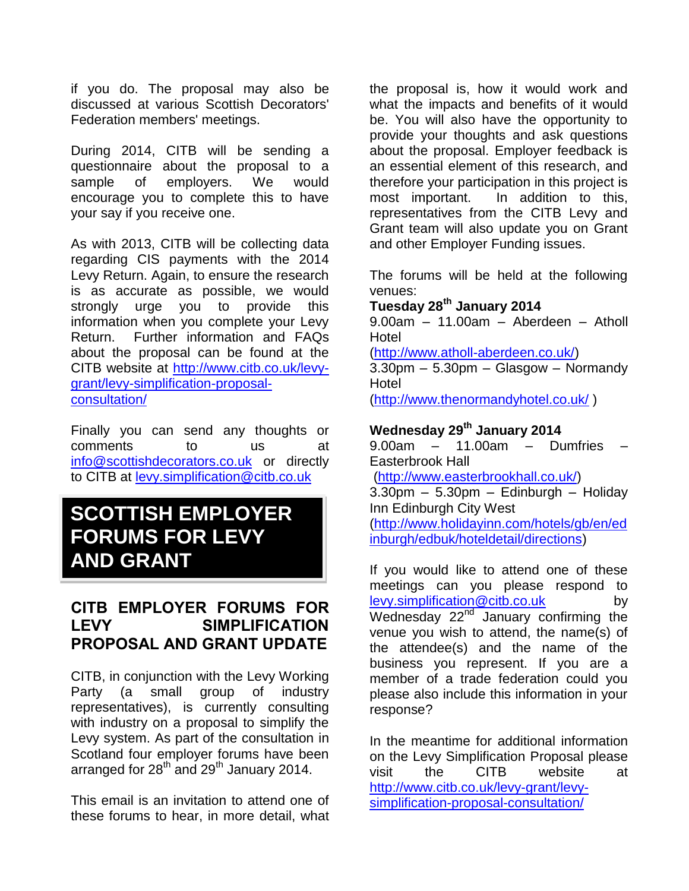if you do. The proposal may also be discussed at various Scottish Decorators' Federation members' meetings.

During 2014, CITB will be sending a questionnaire about the proposal to a sample of employers. We would encourage you to complete this to have your say if you receive one.

As with 2013, CITB will be collecting data regarding CIS payments with the 2014 Levy Return. Again, to ensure the research is as accurate as possible, we would strongly urge you to provide this information when you complete your Levy Return. Further information and FAQs about the proposal can be found at the CITB website at http://www.citb.co.uk/levy-grant/levy-simplification-proposal-consultation/

Finally you can send any thoughts or comments to us at info@scottishdecorators.co.uk or directly to CITB at levy.simplification@citb.co.uk

# SCOTTISH EMPLOYER FORUMS FOR LEVY AND GRANT

## CITB EMPLOYER FORUMS FOR LEVY SIMPLIFICATION PROPOSAL AND GRANT UPDATE

CITB, in conjunction with the Levy Working Party (a small group of industry representatives), is currently consulting with industry on a proposal to simplify the Levy system. As part of the consultation in Scotland four employer forums have been arranged for 28th and 29th January 2014.

This email is an invitation to attend one of these forums to hear, in more detail, what the proposal is, how it would work and what the impacts and benefits of it would be. You will also have the opportunity to provide your thoughts and ask questions about the proposal. Employer feedback is an essential element of this research, and therefore your participation in this project is most important. In addition to this, representatives from the CITB Levy and Grant team will also update you on Grant and other Employer Funding issues.

The forums will be held at the following venues:

**Tuesday 28th January 2014**

9.00am – 11.00am – Aberdeen – Atholl Hotel (http://www.atholl-aberdeen.co.uk/)

3.30pm – 5.30pm – Glasgow – Normandy Hotel (http://www.thenormandyhotel.co.uk/ )

**Wednesday 29th January 2014**

9.00am – 11.00am – Dumfries – Easterbrook Hall (http://www.easterbrookhall.co.uk/)

3.30pm – 5.30pm – Edinburgh – Holiday Inn Edinburgh City West (http://www.holidayinn.com/hotels/gb/en/edinburgh/edbuk/hoteldetail/directions)

If you would like to attend one of these meetings can you please respond to levy.simplification@citb.co.uk by Wednesday 22nd January confirming the venue you wish to attend, the name(s) of the attendee(s) and the name of the business you represent. If you are a member of a trade federation could you please also include this information in your response?

In the meantime for additional information on the Levy Simplification Proposal please visit the CITB website at http://www.citb.co.uk/levy-grant/levy-simplification-proposal-consultation/